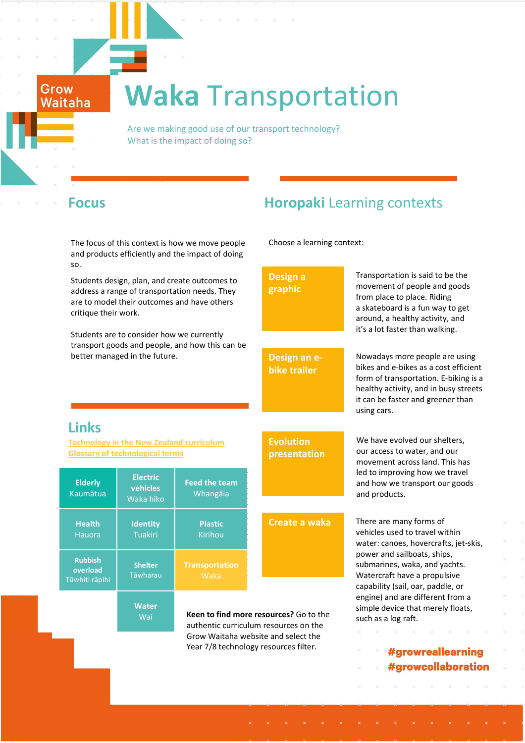Grow Waitaha

# Waka Transportation

Are we making good use of our transport technology?
What is the impact of doing so?

## Focus

The focus of this context is how we move people and products efficiently and the impact of doing so.

Students design, plan, and create outcomes to address a range of transportation needs. They are to model their outcomes and have others critique their work.

Students are to consider how we currently transport goods and people, and how this can be better managed in the future.

## Links

Technology in the New Zealand curriculum
Glossary of technological terms

| | | |
|---|---|---|
| **Elderly** Kaumātua | **Electric vehicles** Waka hiko | **Feed the team** Whangāia |
| **Health** Hauora | **Identity** Tuakiri | **Plastic** Kirihou |
| **Rubbish overload** Tūwhiti rāpihi | **Shelter** Tāwharau | **Transportation** Waka |
| | **Water** Wai | |

## Horopaki Learning contexts

Choose a learning context:

**Design a graphic**

Transportation is said to be the movement of people and goods from place to place. Riding a skateboard is a fun way to get around, a healthy activity, and it's a lot faster than walking.

**Design an e-bike trailer**

Nowadays more people are using bikes and e-bikes as a cost efficient form of transportation. E-biking is a healthy activity, and in busy streets it can be faster and greener than using cars.

**Evolution presentation**

We have evolved our shelters, our access to water, and our movement across land. This has led to improving how we travel and how we transport our goods and products.

**Create a waka**

There are many forms of vehicles used to travel within water: canoes, hovercrafts, jet-skis, power and sailboats, ships, submarines, waka, and yachts. Watercraft have a propulsive capability (sail, oar, paddle, or engine) and are different from a simple device that merely floats, such as a log raft.

**Keen to find more resources?** Go to the authentic curriculum resources on the Grow Waitaha website and select the Year 7/8 technology resources filter.

#growreallearning
#growcollaboration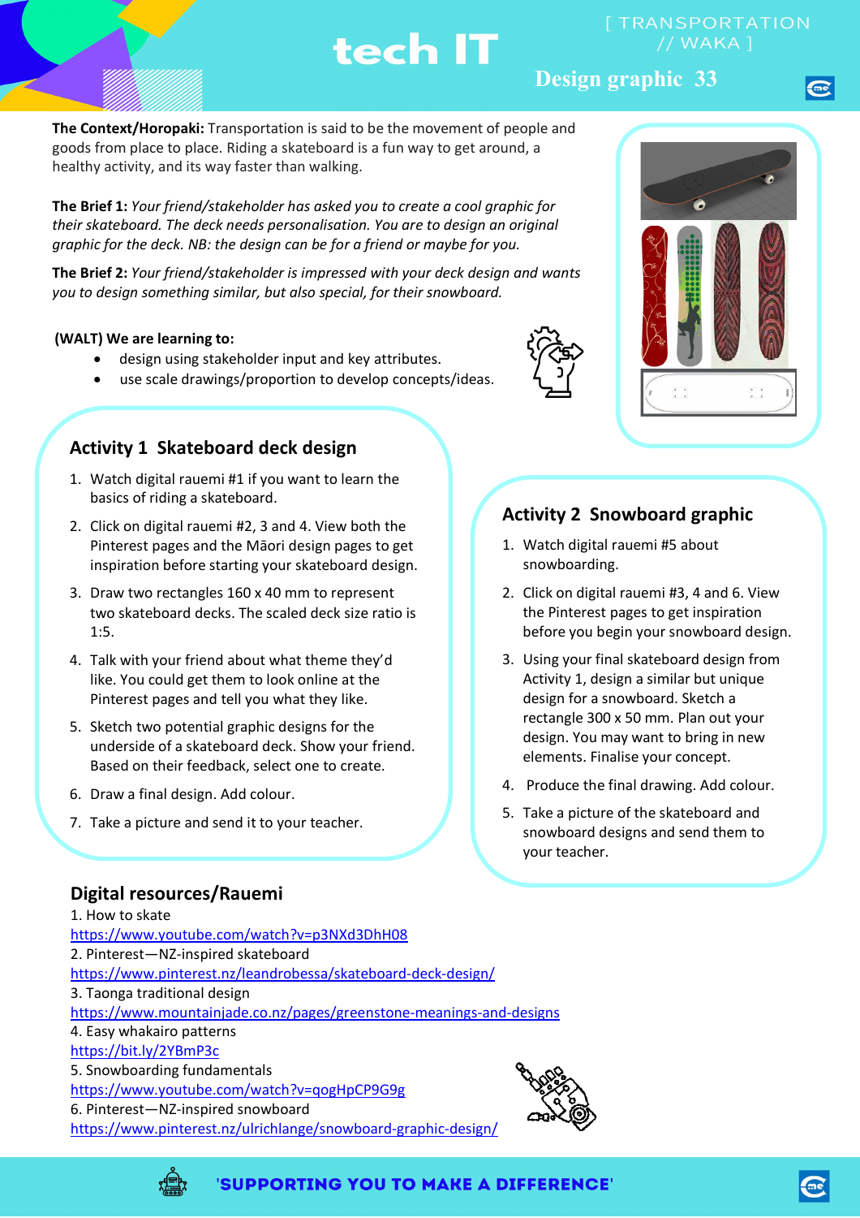# tech IT

[ TRANSPORTATION // WAKA ]

## Design graphic 33

**The Context/Horopaki:** Transportation is said to be the movement of people and goods from place to place. Riding a skateboard is a fun way to get around, a healthy activity, and its way faster than walking.

**The Brief 1:** *Your friend/stakeholder has asked you to create a cool graphic for their skateboard. The deck needs personalisation. You are to design an original graphic for the deck. NB: the design can be for a friend or maybe for you.*

**The Brief 2:** *Your friend/stakeholder is impressed with your deck design and wants you to design something similar, but also special, for their snowboard.*

**(WALT) We are learning to:**

- design using stakeholder input and key attributes.
- use scale drawings/proportion to develop concepts/ideas.

### Activity 1 Skateboard deck design

1. Watch digital rauemi #1 if you want to learn the basics of riding a skateboard.
2. Click on digital rauemi #2, 3 and 4. View both the Pinterest pages and the Māori design pages to get inspiration before starting your skateboard design.
3. Draw two rectangles 160 x 40 mm to represent two skateboard decks. The scaled deck size ratio is 1:5.
4. Talk with your friend about what theme they'd like. You could get them to look online at the Pinterest pages and tell you what they like.
5. Sketch two potential graphic designs for the underside of a skateboard deck. Show your friend. Based on their feedback, select one to create.
6. Draw a final design. Add colour.
7. Take a picture and send it to your teacher.

### Activity 2 Snowboard graphic

1. Watch digital rauemi #5 about snowboarding.
2. Click on digital rauemi #3, 4 and 6. View the Pinterest pages to get inspiration before you begin your snowboard design.
3. Using your final skateboard design from Activity 1, design a similar but unique design for a snowboard. Sketch a rectangle 300 x 50 mm. Plan out your design. You may want to bring in new elements. Finalise your concept.
4. Produce the final drawing. Add colour.
5. Take a picture of the skateboard and snowboard designs and send them to your teacher.

### Digital resources/Rauemi

1. How to skate
https://www.youtube.com/watch?v=p3NXd3DhH08
2. Pinterest—NZ-inspired skateboard
https://www.pinterest.nz/leandrobessa/skateboard-deck-design/
3. Taonga traditional design
https://www.mountainjade.co.nz/pages/greenstone-meanings-and-designs
4. Easy whakairo patterns
https://bit.ly/2YBmP3c
5. Snowboarding fundamentals
https://www.youtube.com/watch?v=qogHpCP9G9g
6. Pinterest—NZ-inspired snowboard
https://www.pinterest.nz/ulrichlange/snowboard-graphic-design/

'SUPPORTING YOU TO MAKE A DIFFERENCE'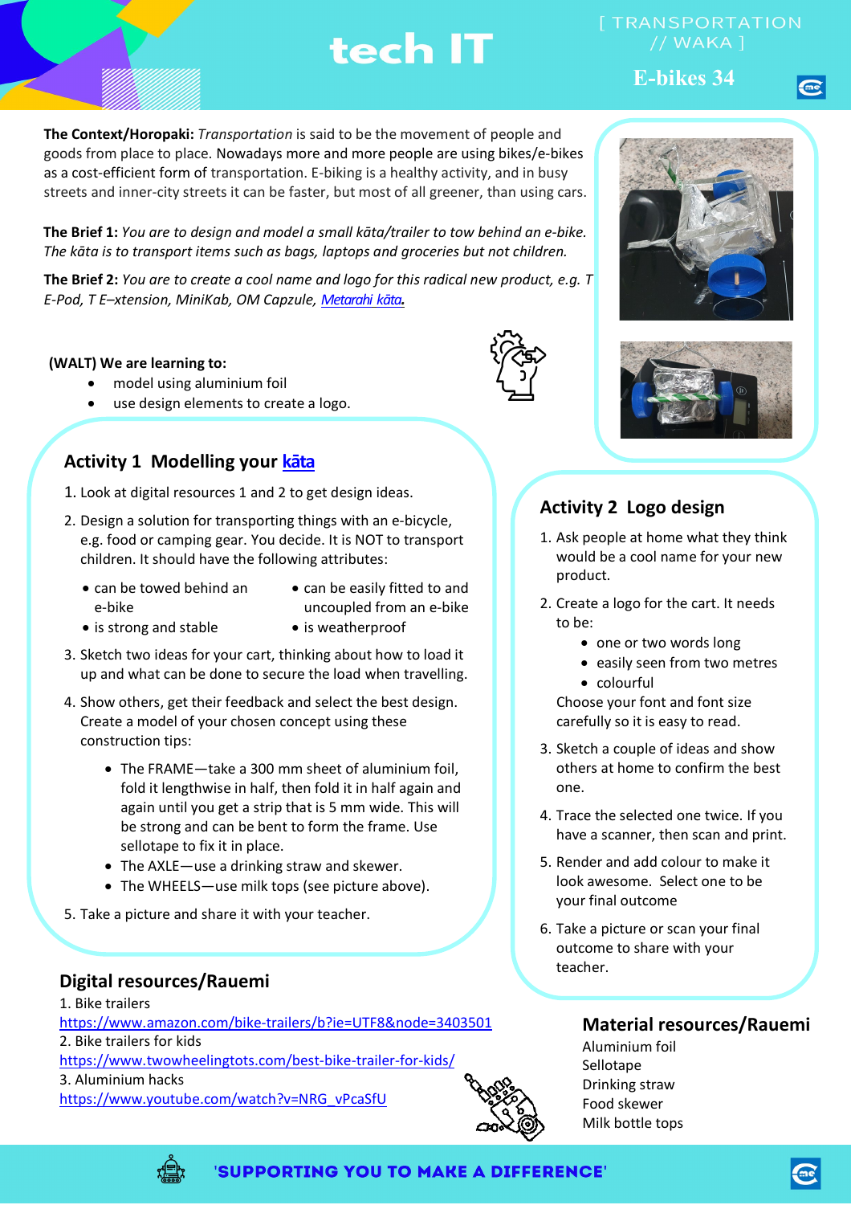# tech IT

[ TRANSPORTATION // WAKA ]

**E-bikes 34**

**The Context/Horopaki:** *Transportation* is said to be the movement of people and goods from place to place. Nowadays more and more people are using bikes/e-bikes as a cost-efficient form of transportation. E-biking is a healthy activity, and in busy streets and inner-city streets it can be faster, but most of all greener, than using cars.

**The Brief 1:** *You are to design and model a small kāta/trailer to tow behind an e-bike. The kāta is to transport items such as bags, laptops and groceries but not children.*

**The Brief 2:** *You are to create a cool name and logo for this radical new product, e.g. T E-Pod, T E–xtension, MiniKab, OM Capzule, Metarahi kāta.*

**(WALT) We are learning to:**

- model using aluminium foil
- use design elements to create a logo.

## Activity 1 Modelling your kāta

1. Look at digital resources 1 and 2 to get design ideas.
2. Design a solution for transporting things with an e-bicycle, e.g. food or camping gear. You decide. It is NOT to transport children. It should have the following attributes:
   - can be towed behind an e-bike
   - can be easily fitted to and uncoupled from an e-bike
   - is strong and stable
   - is weatherproof
3. Sketch two ideas for your cart, thinking about how to load it up and what can be done to secure the load when travelling.
4. Show others, get their feedback and select the best design. Create a model of your chosen concept using these construction tips:
   - The FRAME—take a 300 mm sheet of aluminium foil, fold it lengthwise in half, then fold it in half again and again until you get a strip that is 5 mm wide. This will be strong and can be bent to form the frame. Use sellotape to fix it in place.
   - The AXLE—use a drinking straw and skewer.
   - The WHEELS—use milk tops (see picture above).
5. Take a picture and share it with your teacher.

## Activity 2 Logo design

1. Ask people at home what they think would be a cool name for your new product.
2. Create a logo for the cart. It needs to be:
   - one or two words long
   - easily seen from two metres
   - colourful

   Choose your font and font size carefully so it is easy to read.
3. Sketch a couple of ideas and show others at home to confirm the best one.
4. Trace the selected one twice. If you have a scanner, then scan and print.
5. Render and add colour to make it look awesome. Select one to be your final outcome
6. Take a picture or scan your final outcome to share with your teacher.

## Digital resources/Rauemi

1. Bike trailers
   https://www.amazon.com/bike-trailers/b?ie=UTF8&node=3403501
2. Bike trailers for kids
   https://www.twowheelingtots.com/best-bike-trailer-for-kids/
3. Aluminium hacks
   https://www.youtube.com/watch?v=NRG_vPcaSfU

## Material resources/Rauemi

Aluminium foil
Sellotape
Drinking straw
Food skewer
Milk bottle tops

'SUPPORTING YOU TO MAKE A DIFFERENCE'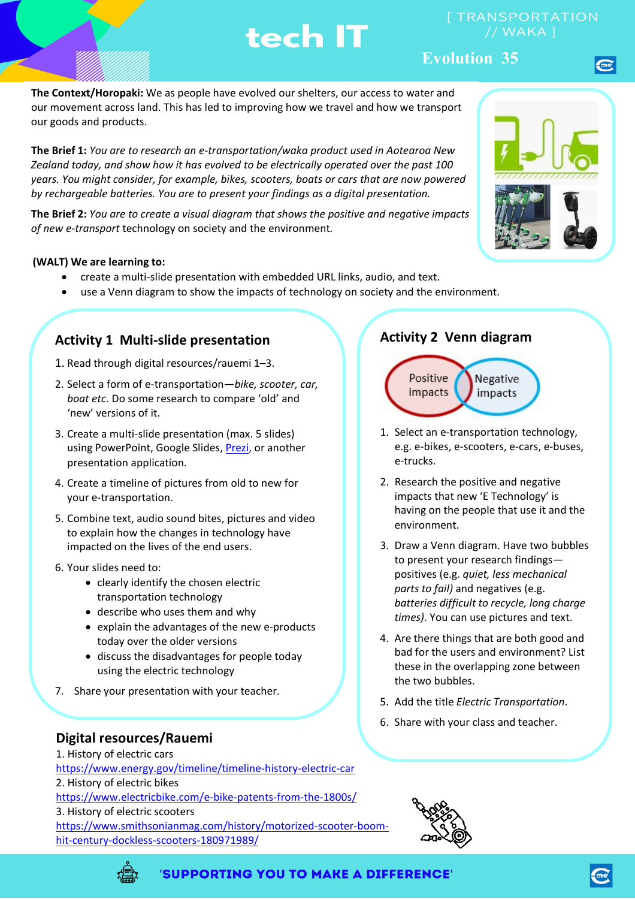# tech IT

[ TRANSPORTATION // WAKA ]

Evolution 35

**The Context/Horopaki:** We as people have evolved our shelters, our access to water and our movement across land. This has led to improving how we travel and how we transport our goods and products.

**The Brief 1:** *You are to research an e-transportation/waka product used in Aotearoa New Zealand today, and show how it has evolved to be electrically operated over the past 100 years. You might consider, for example, bikes, scooters, boats or cars that are now powered by rechargeable batteries. You are to present your findings as a digital presentation.*

**The Brief 2:** *You are to create a visual diagram that shows the positive and negative impacts of new e-transport* technology on society and the environment.

**(WALT) We are learning to:**

- create a multi-slide presentation with embedded URL links, audio, and text.
- use a Venn diagram to show the impacts of technology on society and the environment.

## Activity 1 Multi-slide presentation

1. Read through digital resources/rauemi 1–3.
2. Select a form of e-transportation—*bike, scooter, car, boat etc*. Do some research to compare 'old' and 'new' versions of it.
3. Create a multi-slide presentation (max. 5 slides) using PowerPoint, Google Slides, Prezi, or another presentation application.
4. Create a timeline of pictures from old to new for your e-transportation.
5. Combine text, audio sound bites, pictures and video to explain how the changes in technology have impacted on the lives of the end users.
6. Your slides need to:
   - clearly identify the chosen electric transportation technology
   - describe who uses them and why
   - explain the advantages of the new e-products today over the older versions
   - discuss the disadvantages for people today using the electric technology
7. Share your presentation with your teacher.

## Activity 2 Venn diagram

Positive impacts | Negative impacts

1. Select an e-transportation technology, e.g. e-bikes, e-scooters, e-cars, e-buses, e-trucks.
2. Research the positive and negative impacts that new 'E Technology' is having on the people that use it and the environment.
3. Draw a Venn diagram. Have two bubbles to present your research findings—positives (e.g. *quiet, less mechanical parts to fail)* and negatives (e.g. *batteries difficult to recycle, long charge times)*. You can use pictures and text.
4. Are there things that are both good and bad for the users and environment? List these in the overlapping zone between the two bubbles.
5. Add the title *Electric Transportation*.
6. Share with your class and teacher.

## Digital resources/Rauemi

1. History of electric cars
https://www.energy.gov/timeline/timeline-history-electric-car
2. History of electric bikes
https://www.electricbike.com/e-bike-patents-from-the-1800s/
3. History of electric scooters
https://www.smithsonianmag.com/history/motorized-scooter-boom-hit-century-dockless-scooters-180971989/

'SUPPORTING YOU TO MAKE A DIFFERENCE'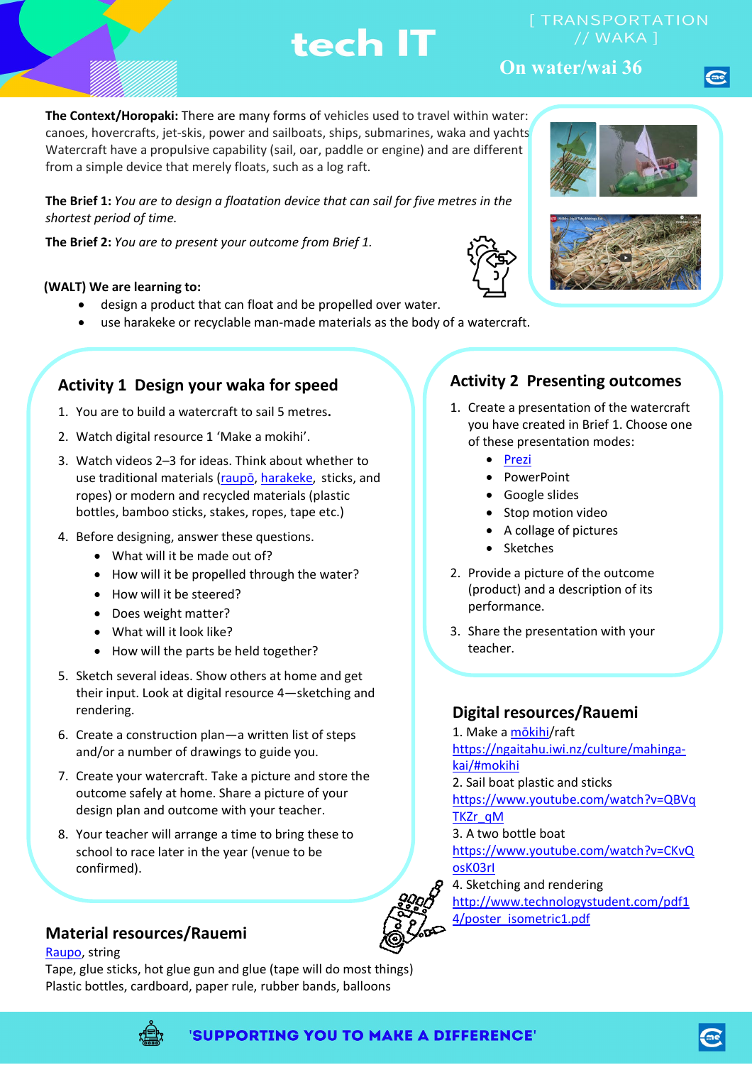# tech IT

[ TRANSPORTATION // WAKA ]

On water/wai 36

**The Context/Horopaki:** There are many forms of vehicles used to travel within water: canoes, hovercrafts, jet-skis, power and sailboats, ships, submarines, waka and yachts. Watercraft have a propulsive capability (sail, oar, paddle or engine) and are different from a simple device that merely floats, such as a log raft.

**The Brief 1:** *You are to design a floatation device that can sail for five metres in the shortest period of time.*

**The Brief 2:** *You are to present your outcome from Brief 1.*

**(WALT) We are learning to:**

- design a product that can float and be propelled over water.
- use harakeke or recyclable man-made materials as the body of a watercraft.

## Activity 1 Design your waka for speed

1. You are to build a watercraft to sail 5 metres.
2. Watch digital resource 1 'Make a mokihi'.
3. Watch videos 2–3 for ideas. Think about whether to use traditional materials (raupō, harakeke, sticks, and ropes) or modern and recycled materials (plastic bottles, bamboo sticks, stakes, ropes, tape etc.)
4. Before designing, answer these questions.
   - What will it be made out of?
   - How will it be propelled through the water?
   - How will it be steered?
   - Does weight matter?
   - What will it look like?
   - How will the parts be held together?
5. Sketch several ideas. Show others at home and get their input. Look at digital resource 4—sketching and rendering.
6. Create a construction plan—a written list of steps and/or a number of drawings to guide you.
7. Create your watercraft. Take a picture and store the outcome safely at home. Share a picture of your design plan and outcome with your teacher.
8. Your teacher will arrange a time to bring these to school to race later in the year (venue to be confirmed).

## Activity 2 Presenting outcomes

1. Create a presentation of the watercraft you have created in Brief 1. Choose one of these presentation modes:
   - Prezi
   - PowerPoint
   - Google slides
   - Stop motion video
   - A collage of pictures
   - Sketches
2. Provide a picture of the outcome (product) and a description of its performance.
3. Share the presentation with your teacher.

## Material resources/Rauemi

Raupo, string
Tape, glue sticks, hot glue gun and glue (tape will do most things)
Plastic bottles, cardboard, paper rule, rubber bands, balloons

## Digital resources/Rauemi

1. Make a mōkihi/raft
https://ngaitahu.iwi.nz/culture/mahinga-kai/#mokihi
2. Sail boat plastic and sticks
https://www.youtube.com/watch?v=QBVqTKZr_qM
3. A two bottle boat
https://www.youtube.com/watch?v=CKvQosK03rI
4. Sketching and rendering
http://www.technologystudent.com/pdf14/poster_isometric1.pdf

'SUPPORTING YOU TO MAKE A DIFFERENCE'